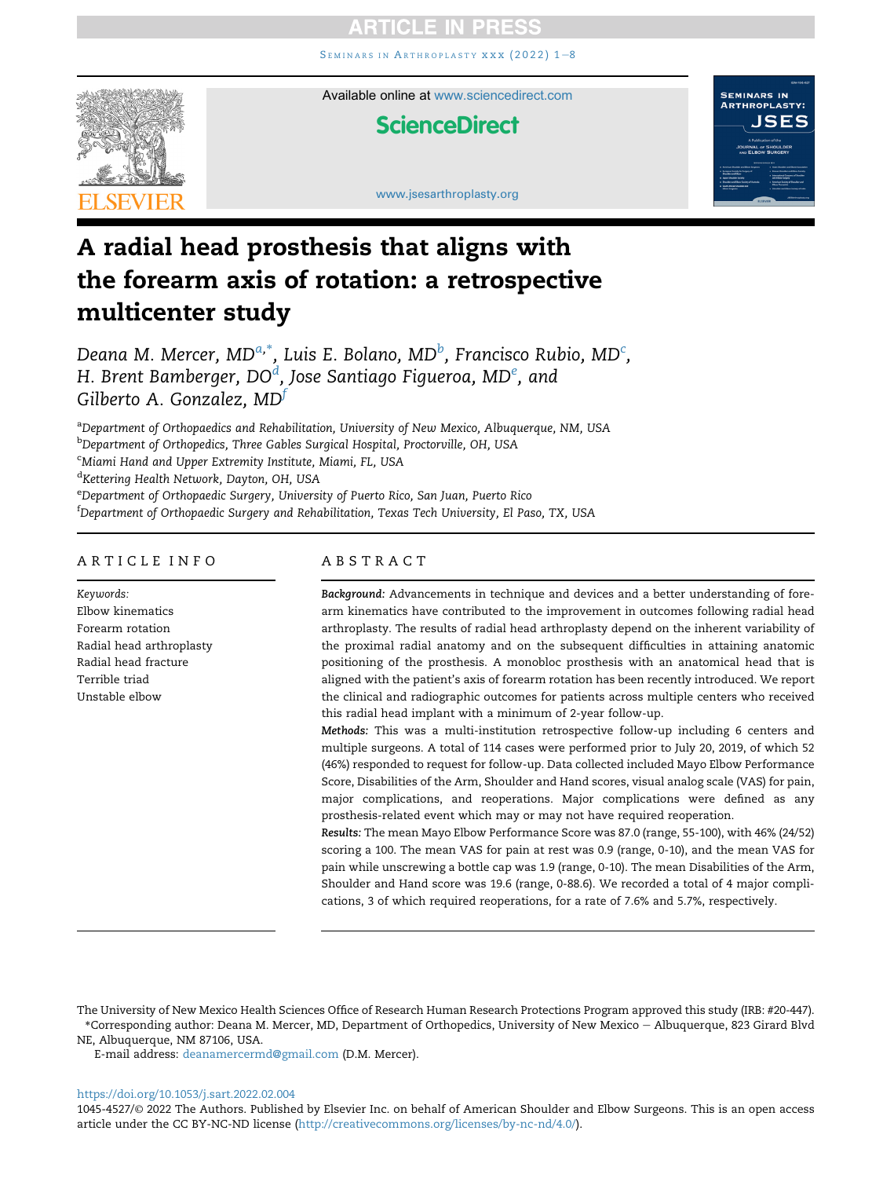# A radial head prosthesis that aligns with the forearm axis of rotation: a retrospective multicenter study

*Deana M. Mercer, MD*[a,*], *Luis E. Bolano, MD*[b], *Francisco Rubio, MD*[c], *H. Brent Bamberger, DO*[d], *Jose Santiago Figueroa, MD*[e], and *Gilberto A. Gonzalez, MD*[f]

[a]*Department of Orthopaedics and Rehabilitation, University of New Mexico, Albuquerque, NM, USA*
[b]*Department of Orthopedics, Three Gables Surgical Hospital, Proctorville, OH, USA*
[c]*Miami Hand and Upper Extremity Institute, Miami, FL, USA*
[d]*Kettering Health Network, Dayton, OH, USA*
[e]*Department of Orthopaedic Surgery, University of Puerto Rico, San Juan, Puerto Rico*
[f]*Department of Orthopaedic Surgery and Rehabilitation, Texas Tech University, El Paso, TX, USA*

## ARTICLE INFO

*Keywords:*
Elbow kinematics
Forearm rotation
Radial head arthroplasty
Radial head fracture
Terrible triad
Unstable elbow

## ABSTRACT

***Background:*** Advancements in technique and devices and a better understanding of forearm kinematics have contributed to the improvement in outcomes following radial head arthroplasty. The results of radial head arthroplasty depend on the inherent variability of the proximal radial anatomy and on the subsequent difficulties in attaining anatomic positioning of the prosthesis. A monobloc prosthesis with an anatomical head that is aligned with the patient's axis of forearm rotation has been recently introduced. We report the clinical and radiographic outcomes for patients across multiple centers who received this radial head implant with a minimum of 2-year follow-up.

***Methods:*** This was a multi-institution retrospective follow-up including 6 centers and multiple surgeons. A total of 114 cases were performed prior to July 20, 2019, of which 52 (46%) responded to request for follow-up. Data collected included Mayo Elbow Performance Score, Disabilities of the Arm, Shoulder and Hand scores, visual analog scale (VAS) for pain, major complications, and reoperations. Major complications were defined as any prosthesis-related event which may or may not have required reoperation.

***Results:*** The mean Mayo Elbow Performance Score was 87.0 (range, 55-100), with 46% (24/52) scoring a 100. The mean VAS for pain at rest was 0.9 (range, 0-10), and the mean VAS for pain while unscrewing a bottle cap was 1.9 (range, 0-10). The mean Disabilities of the Arm, Shoulder and Hand score was 19.6 (range, 0-88.6). We recorded a total of 4 major complications, 3 of which required reoperations, for a rate of 7.6% and 5.7%, respectively.

The University of New Mexico Health Sciences Office of Research Human Research Protections Program approved this study (IRB: #20-447).
*Corresponding author: Deana M. Mercer, MD, Department of Orthopedics, University of New Mexico – Albuquerque, 823 Girard Blvd NE, Albuquerque, NM 87106, USA.
E-mail address: deanamercermd@gmail.com (D.M. Mercer).

https://doi.org/10.1053/j.sart.2022.02.004
1045-4527/© 2022 The Authors. Published by Elsevier Inc. on behalf of American Shoulder and Elbow Surgeons. This is an open access article under the CC BY-NC-ND license (http://creativecommons.org/licenses/by-nc-nd/4.0/).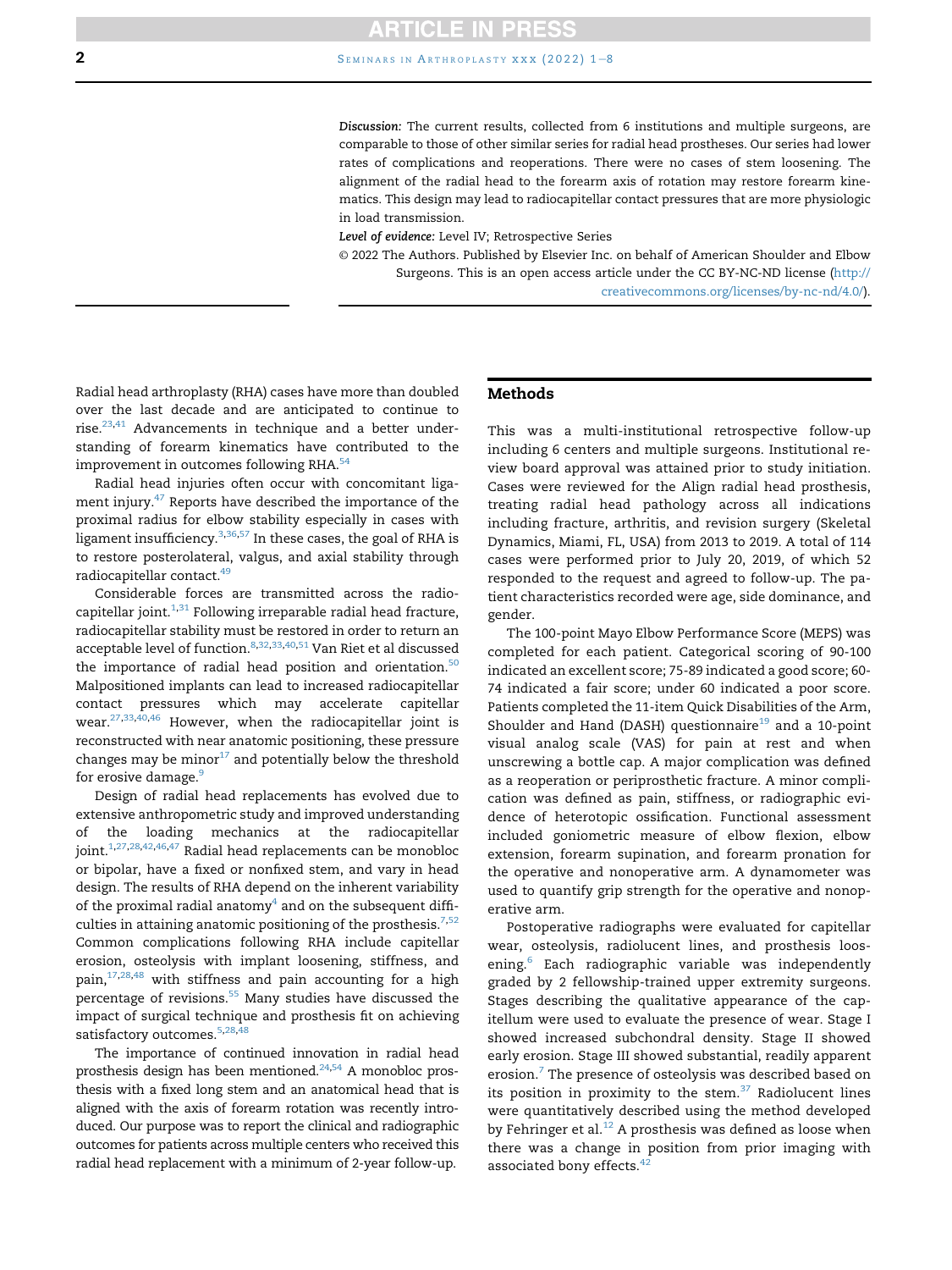*Discussion:* The current results, collected from 6 institutions and multiple surgeons, are comparable to those of other similar series for radial head prostheses. Our series had lower rates of complications and reoperations. There were no cases of stem loosening. The alignment of the radial head to the forearm axis of rotation may restore forearm kinematics. This design may lead to radiocapitellar contact pressures that are more physiologic in load transmission.

*Level of evidence:* Level IV; Retrospective Series

© 2022 The Authors. Published by Elsevier Inc. on behalf of American Shoulder and Elbow Surgeons. This is an open access article under the CC BY-NC-ND license (http://creativecommons.org/licenses/by-nc-nd/4.0/).

Radial head arthroplasty (RHA) cases have more than doubled over the last decade and are anticipated to continue to rise.[23,41] Advancements in technique and a better understanding of forearm kinematics have contributed to the improvement in outcomes following RHA.[54]

Radial head injuries often occur with concomitant ligament injury.[47] Reports have described the importance of the proximal radius for elbow stability especially in cases with ligament insufficiency.[3,36,57] In these cases, the goal of RHA is to restore posterolateral, valgus, and axial stability through radiocapitellar contact.[49]

Considerable forces are transmitted across the radiocapitellar joint.[1,31] Following irreparable radial head fracture, radiocapitellar stability must be restored in order to return an acceptable level of function.[8,32,33,40,51] Van Riet et al discussed the importance of radial head position and orientation.[50] Malpositioned implants can lead to increased radiocapitellar contact pressures which may accelerate capitellar wear.[27,33,40,46] However, when the radiocapitellar joint is reconstructed with near anatomic positioning, these pressure changes may be minor[17] and potentially below the threshold for erosive damage.[9]

Design of radial head replacements has evolved due to extensive anthropometric study and improved understanding of the loading mechanics at the radiocapitellar joint.[1,27,28,42,46,47] Radial head replacements can be monobloc or bipolar, have a fixed or nonfixed stem, and vary in head design. The results of RHA depend on the inherent variability of the proximal radial anatomy[4] and on the subsequent difficulties in attaining anatomic positioning of the prosthesis.[7,52] Common complications following RHA include capitellar erosion, osteolysis with implant loosening, stiffness, and pain,[17,28,48] with stiffness and pain accounting for a high percentage of revisions.[55] Many studies have discussed the impact of surgical technique and prosthesis fit on achieving satisfactory outcomes.[5,28,48]

The importance of continued innovation in radial head prosthesis design has been mentioned.[24,54] A monobloc prosthesis with a fixed long stem and an anatomical head that is aligned with the axis of forearm rotation was recently introduced. Our purpose was to report the clinical and radiographic outcomes for patients across multiple centers who received this radial head replacement with a minimum of 2-year follow-up.

## Methods

This was a multi-institutional retrospective follow-up including 6 centers and multiple surgeons. Institutional review board approval was attained prior to study initiation. Cases were reviewed for the Align radial head prosthesis, treating radial head pathology across all indications including fracture, arthritis, and revision surgery (Skeletal Dynamics, Miami, FL, USA) from 2013 to 2019. A total of 114 cases were performed prior to July 20, 2019, of which 52 responded to the request and agreed to follow-up. The patient characteristics recorded were age, side dominance, and gender.

The 100-point Mayo Elbow Performance Score (MEPS) was completed for each patient. Categorical scoring of 90-100 indicated an excellent score; 75-89 indicated a good score; 60-74 indicated a fair score; under 60 indicated a poor score. Patients completed the 11-item Quick Disabilities of the Arm, Shoulder and Hand (DASH) questionnaire[19] and a 10-point visual analog scale (VAS) for pain at rest and when unscrewing a bottle cap. A major complication was defined as a reoperation or periprosthetic fracture. A minor complication was defined as pain, stiffness, or radiographic evidence of heterotopic ossification. Functional assessment included goniometric measure of elbow flexion, elbow extension, forearm supination, and forearm pronation for the operative and nonoperative arm. A dynamometer was used to quantify grip strength for the operative and nonoperative arm.

Postoperative radiographs were evaluated for capitellar wear, osteolysis, radiolucent lines, and prosthesis loosening.[6] Each radiographic variable was independently graded by 2 fellowship-trained upper extremity surgeons. Stages describing the qualitative appearance of the capitellum were used to evaluate the presence of wear. Stage I showed increased subchondral density. Stage II showed early erosion. Stage III showed substantial, readily apparent erosion.[7] The presence of osteolysis was described based on its position in proximity to the stem.[37] Radiolucent lines were quantitatively described using the method developed by Fehringer et al.[12] A prosthesis was defined as loose when there was a change in position from prior imaging with associated bony effects.[42]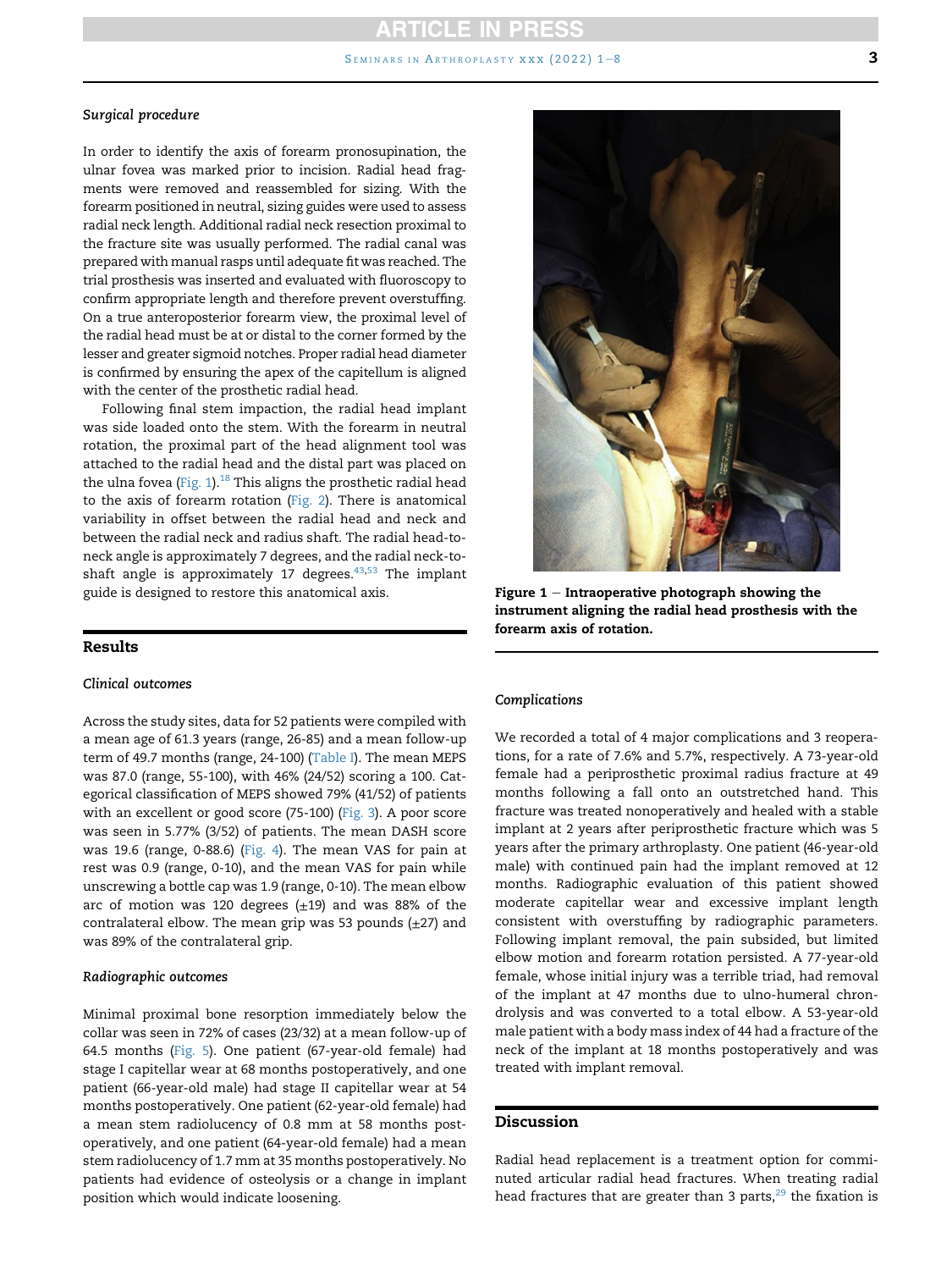### *Surgical procedure*

In order to identify the axis of forearm pronosupination, the ulnar fovea was marked prior to incision. Radial head fragments were removed and reassembled for sizing. With the forearm positioned in neutral, sizing guides were used to assess radial neck length. Additional radial neck resection proximal to the fracture site was usually performed. The radial canal was prepared with manual rasps until adequate fit was reached. The trial prosthesis was inserted and evaluated with fluoroscopy to confirm appropriate length and therefore prevent overstuffing. On a true anteroposterior forearm view, the proximal level of the radial head must be at or distal to the corner formed by the lesser and greater sigmoid notches. Proper radial head diameter is confirmed by ensuring the apex of the capitellum is aligned with the center of the prosthetic radial head.

Following final stem impaction, the radial head implant was side loaded onto the stem. With the forearm in neutral rotation, the proximal part of the head alignment tool was attached to the radial head and the distal part was placed on the ulna fovea (Fig. 1).[18] This aligns the prosthetic radial head to the axis of forearm rotation (Fig. 2). There is anatomical variability in offset between the radial head and neck and between the radial neck and radius shaft. The radial head-to-neck angle is approximately 7 degrees, and the radial neck-to-shaft angle is approximately 17 degrees.[43,53] The implant guide is designed to restore this anatomical axis.

**Figure 1 – Intraoperative photograph showing the instrument aligning the radial head prosthesis with the forearm axis of rotation.**

## Results

### *Clinical outcomes*

Across the study sites, data for 52 patients were compiled with a mean age of 61.3 years (range, 26-85) and a mean follow-up term of 49.7 months (range, 24-100) (Table I). The mean MEPS was 87.0 (range, 55-100), with 46% (24/52) scoring a 100. Categorical classification of MEPS showed 79% (41/52) of patients with an excellent or good score (75-100) (Fig. 3). A poor score was seen in 5.77% (3/52) of patients. The mean DASH score was 19.6 (range, 0-88.6) (Fig. 4). The mean VAS for pain at rest was 0.9 (range, 0-10), and the mean VAS for pain while unscrewing a bottle cap was 1.9 (range, 0-10). The mean elbow arc of motion was 120 degrees (±19) and was 88% of the contralateral elbow. The mean grip was 53 pounds (±27) and was 89% of the contralateral grip.

### *Radiographic outcomes*

Minimal proximal bone resorption immediately below the collar was seen in 72% of cases (23/32) at a mean follow-up of 64.5 months (Fig. 5). One patient (67-year-old female) had stage I capitellar wear at 68 months postoperatively, and one patient (66-year-old male) had stage II capitellar wear at 54 months postoperatively. One patient (62-year-old female) had a mean stem radiolucency of 0.8 mm at 58 months postoperatively, and one patient (64-year-old female) had a mean stem radiolucency of 1.7 mm at 35 months postoperatively. No patients had evidence of osteolysis or a change in implant position which would indicate loosening.

### *Complications*

We recorded a total of 4 major complications and 3 reoperations, for a rate of 7.6% and 5.7%, respectively. A 73-year-old female had a periprosthetic proximal radius fracture at 49 months following a fall onto an outstretched hand. This fracture was treated nonoperatively and healed with a stable implant at 2 years after periprosthetic fracture which was 5 years after the primary arthroplasty. One patient (46-year-old male) with continued pain had the implant removed at 12 months. Radiographic evaluation of this patient showed moderate capitellar wear and excessive implant length consistent with overstuffing by radiographic parameters. Following implant removal, the pain subsided, but limited elbow motion and forearm rotation persisted. A 77-year-old female, whose initial injury was a terrible triad, had removal of the implant at 47 months due to ulno-humeral chrondrolysis and was converted to a total elbow. A 53-year-old male patient with a body mass index of 44 had a fracture of the neck of the implant at 18 months postoperatively and was treated with implant removal.

## Discussion

Radial head replacement is a treatment option for comminuted articular radial head fractures. When treating radial head fractures that are greater than 3 parts,[29] the fixation is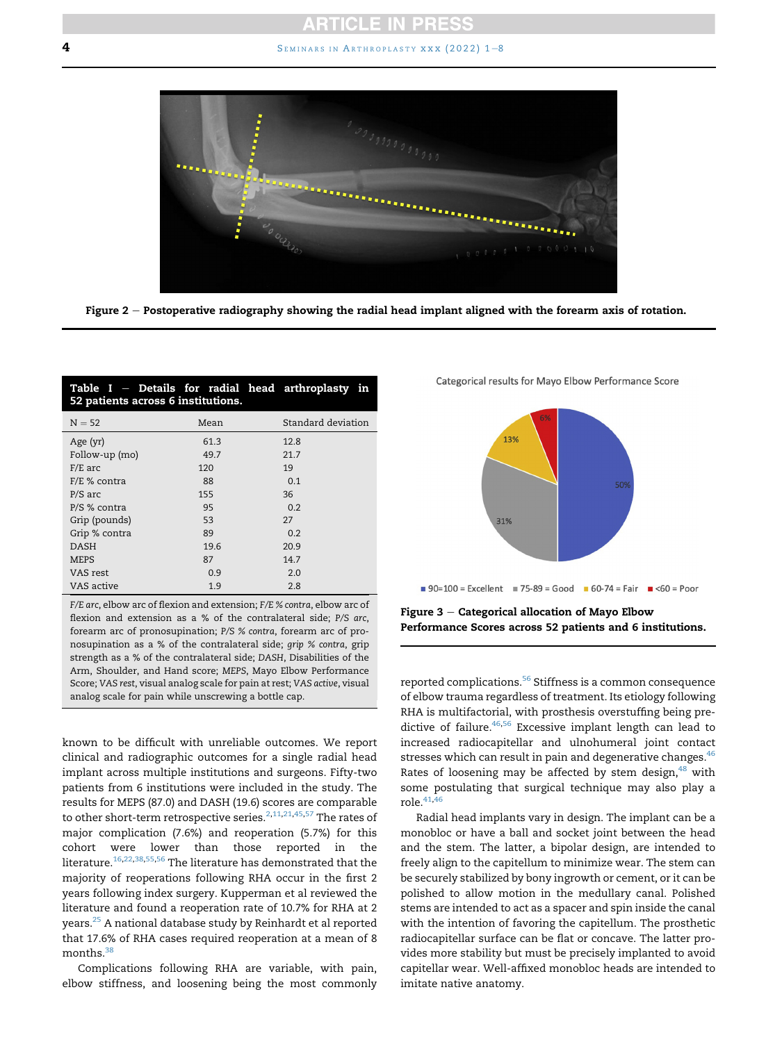Figure 2 – Postoperative radiography showing the radial head implant aligned with the forearm axis of rotation.

**Table I – Details for radial head arthroplasty in 52 patients across 6 institutions.**

| N = 52 | Mean | Standard deviation |
|---|---|---|
| Age (yr) | 61.3 | 12.8 |
| Follow-up (mo) | 49.7 | 21.7 |
| F/E arc | 120 | 19 |
| F/E % contra | 88 | 0.1 |
| P/S arc | 155 | 36 |
| P/S % contra | 95 | 0.2 |
| Grip (pounds) | 53 | 27 |
| Grip % contra | 89 | 0.2 |
| DASH | 19.6 | 20.9 |
| MEPS | 87 | 14.7 |
| VAS rest | 0.9 | 2.0 |
| VAS active | 1.9 | 2.8 |

*F/E arc*, elbow arc of flexion and extension; *F/E % contra*, elbow arc of flexion and extension as a % of the contralateral side; *P/S arc*, forearm arc of pronosupination; *P/S % contra*, forearm arc of pronosupination as a % of the contralateral side; *grip % contra*, grip strength as a % of the contralateral side; *DASH*, Disabilities of the Arm, Shoulder, and Hand score; *MEPS*, Mayo Elbow Performance Score; *VAS rest*, visual analog scale for pain at rest; *VAS active*, visual analog scale for pain while unscrewing a bottle cap.

known to be difficult with unreliable outcomes. We report clinical and radiographic outcomes for a single radial head implant across multiple institutions and surgeons. Fifty-two patients from 6 institutions were included in the study. The results for MEPS (87.0) and DASH (19.6) scores are comparable to other short-term retrospective series.[2,11,21,45,57] The rates of major complication (7.6%) and reoperation (5.7%) for this cohort were lower than those reported in the literature.[16,22,38,55,56] The literature has demonstrated that the majority of reoperations following RHA occur in the first 2 years following index surgery. Kupperman et al reviewed the literature and found a reoperation rate of 10.7% for RHA at 2 years.[25] A national database study by Reinhardt et al reported that 17.6% of RHA cases required reoperation at a mean of 8 months.[38]

Complications following RHA are variable, with pain, elbow stiffness, and loosening being the most commonly reported complications.[56] Stiffness is a common consequence of elbow trauma regardless of treatment. Its etiology following RHA is multifactorial, with prosthesis overstuffing being predictive of failure.[46,56] Excessive implant length can lead to increased radiocapitellar and ulnohumeral joint contact stresses which can result in pain and degenerative changes.[46] Rates of loosening may be affected by stem design,[48] with some postulating that surgical technique may also play a role.[41,46]

Radial head implants vary in design. The implant can be a monobloc or have a ball and socket joint between the head and the stem. The latter, a bipolar design, are intended to freely align to the capitellum to minimize wear. The stem can be securely stabilized by bony ingrowth or cement, or it can be polished to allow motion in the medullary canal. Polished stems are intended to act as a spacer and spin inside the canal with the intention of favoring the capitellum. The prosthetic radiocapitellar surface can be flat or concave. The latter provides more stability but must be precisely implanted to avoid capitellar wear. Well-affixed monobloc heads are intended to imitate native anatomy.

Categorical results for Mayo Elbow Performance Score

Figure 3 – Categorical allocation of Mayo Elbow Performance Scores across 52 patients and 6 institutions.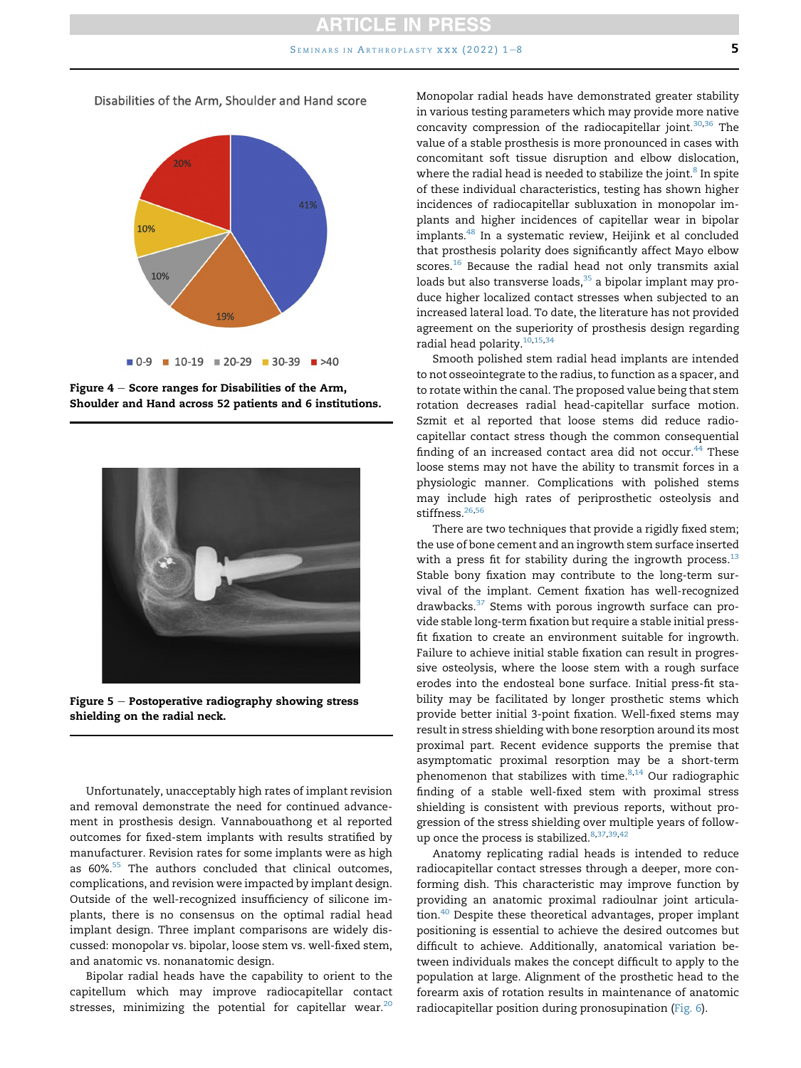Disabilities of the Arm, Shoulder and Hand score

0-9: 41%; 10-19: 19%; 20-29: 10%; 30-39: 10%; >40: 20%

**Figure 4 – Score ranges for Disabilities of the Arm, Shoulder and Hand score across 52 patients and 6 institutions.**

**Figure 5 – Postoperative radiography showing stress shielding on the radial neck.**

Unfortunately, unacceptably high rates of implant revision and removal demonstrate the need for continued advancement in prosthesis design. Vannabouathong et al reported outcomes for fixed-stem implants with results stratified by manufacturer. Revision rates for some implants were as high as 60%.[55] The authors concluded that clinical outcomes, complications, and revision were impacted by implant design. Outside of the well-recognized insufficiency of silicone implants, there is no consensus on the optimal radial head implant design. Three implant comparisons are widely discussed: monopolar vs. bipolar, loose stem vs. well-fixed stem, and anatomic vs. nonanatomic design.

Bipolar radial heads have the capability to orient to the capitellum which may improve radiocapitellar contact stresses, minimizing the potential for capitellar wear.[20] Monopolar radial heads have demonstrated greater stability in various testing parameters which may provide more native concavity compression of the radiocapitellar joint.[30,36] The value of a stable prosthesis is more pronounced in cases with concomitant soft tissue disruption and elbow dislocation, where the radial head is needed to stabilize the joint.[8] In spite of these individual characteristics, testing has shown higher incidences of radiocapitellar subluxation in monopolar implants and higher incidences of capitellar wear in bipolar implants.[48] In a systematic review, Heijink et al concluded that prosthesis polarity does significantly affect Mayo elbow scores.[16] Because the radial head not only transmits axial loads but also transverse loads,[35] a bipolar implant may produce higher localized contact stresses when subjected to an increased lateral load. To date, the literature has not provided agreement on the superiority of prosthesis design regarding radial head polarity.[10,15,34]

Smooth polished stem radial head implants are intended to not osseointegrate to the radius, to function as a spacer, and to rotate within the canal. The proposed value being that stem rotation decreases radial head-capitellar surface motion. Szmit et al reported that loose stems did reduce radiocapitellar contact stress though the common consequential finding of an increased contact area did not occur.[44] These loose stems may not have the ability to transmit forces in a physiologic manner. Complications with polished stems may include high rates of periprosthetic osteolysis and stiffness.[26,56]

There are two techniques that provide a rigidly fixed stem; the use of bone cement and an ingrowth stem surface inserted with a press fit for stability during the ingrowth process.[13] Stable bony fixation may contribute to the long-term survival of the implant. Cement fixation has well-recognized drawbacks.[37] Stems with porous ingrowth surface can provide stable long-term fixation but require a stable initial press-fit fixation to create an environment suitable for ingrowth. Failure to achieve initial stable fixation can result in progressive osteolysis, where the loose stem with a rough surface erodes into the endosteal bone surface. Initial press-fit stability may be facilitated by longer prosthetic stems which provide better initial 3-point fixation. Well-fixed stems may result in stress shielding with bone resorption around its most proximal part. Recent evidence supports the premise that asymptomatic proximal resorption may be a short-term phenomenon that stabilizes with time.[8,14] Our radiographic finding of a stable well-fixed stem with proximal stress shielding is consistent with previous reports, without progression of the stress shielding over multiple years of follow-up once the process is stabilized.[8,37,39,42]

Anatomy replicating radial heads is intended to reduce radiocapitellar contact stresses through a deeper, more conforming dish. This characteristic may improve function by providing an anatomic proximal radioulnar joint articulation.[40] Despite these theoretical advantages, proper implant positioning is essential to achieve the desired outcomes but difficult to achieve. Additionally, anatomical variation between individuals makes the concept difficult to apply to the population at large. Alignment of the prosthetic head to the forearm axis of rotation results in maintenance of anatomic radiocapitellar position during pronosupination (Fig. 6).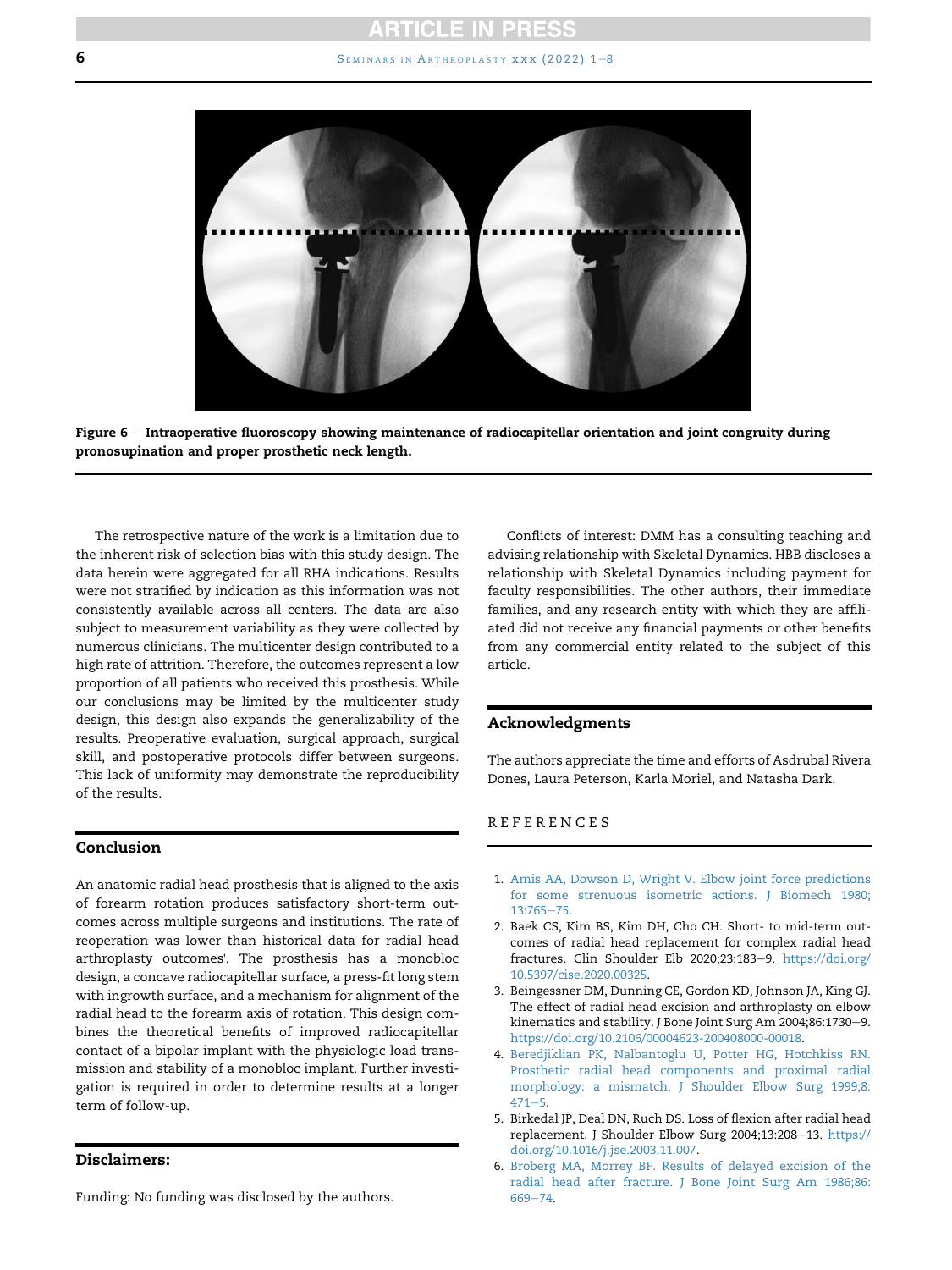Figure 6 – Intraoperative fluoroscopy showing maintenance of radiocapitellar orientation and joint congruity during pronosupination and proper prosthetic neck length.

The retrospective nature of the work is a limitation due to the inherent risk of selection bias with this study design. The data herein were aggregated for all RHA indications. Results were not stratified by indication as this information was not consistently available across all centers. The data are also subject to measurement variability as they were collected by numerous clinicians. The multicenter design contributed to a high rate of attrition. Therefore, the outcomes represent a low proportion of all patients who received this prosthesis. While our conclusions may be limited by the multicenter study design, this design also expands the generalizability of the results. Preoperative evaluation, surgical approach, surgical skill, and postoperative protocols differ between surgeons. This lack of uniformity may demonstrate the reproducibility of the results.

## Conclusion

An anatomic radial head prosthesis that is aligned to the axis of forearm rotation produces satisfactory short-term outcomes across multiple surgeons and institutions. The rate of reoperation was lower than historical data for radial head arthroplasty outcomes'. The prosthesis has a monobloc design, a concave radiocapitellar surface, a press-fit long stem with ingrowth surface, and a mechanism for alignment of the radial head to the forearm axis of rotation. This design combines the theoretical benefits of improved radiocapitellar contact of a bipolar implant with the physiologic load transmission and stability of a monobloc implant. Further investigation is required in order to determine results at a longer term of follow-up.

## Disclaimers:

Funding: No funding was disclosed by the authors.

Conflicts of interest: DMM has a consulting teaching and advising relationship with Skeletal Dynamics. HBB discloses a relationship with Skeletal Dynamics including payment for faculty responsibilities. The other authors, their immediate families, and any research entity with which they are affiliated did not receive any financial payments or other benefits from any commercial entity related to the subject of this article.

## Acknowledgments

The authors appreciate the time and efforts of Asdrubal Rivera Dones, Laura Peterson, Karla Moriel, and Natasha Dark.

## REFERENCES

1. Amis AA, Dowson D, Wright V. Elbow joint force predictions for some strenuous isometric actions. J Biomech 1980;13:765–75.
2. Baek CS, Kim BS, Kim DH, Cho CH. Short- to mid-term outcomes of radial head replacement for complex radial head fractures. Clin Shoulder Elb 2020;23:183–9. https://doi.org/10.5397/cise.2020.00325.
3. Beingessner DM, Dunning CE, Gordon KD, Johnson JA, King GJ. The effect of radial head excision and arthroplasty on elbow kinematics and stability. J Bone Joint Surg Am 2004;86:1730–9. https://doi.org/10.2106/00004623-200408000-00018.
4. Beredjiklian PK, Nalbantoglu U, Potter HG, Hotchkiss RN. Prosthetic radial head components and proximal radial morphology: a mismatch. J Shoulder Elbow Surg 1999;8:471–5.
5. Birkedal JP, Deal DN, Ruch DS. Loss of flexion after radial head replacement. J Shoulder Elbow Surg 2004;13:208–13. https://doi.org/10.1016/j.jse.2003.11.007.
6. Broberg MA, Morrey BF. Results of delayed excision of the radial head after fracture. J Bone Joint Surg Am 1986;86:669–74.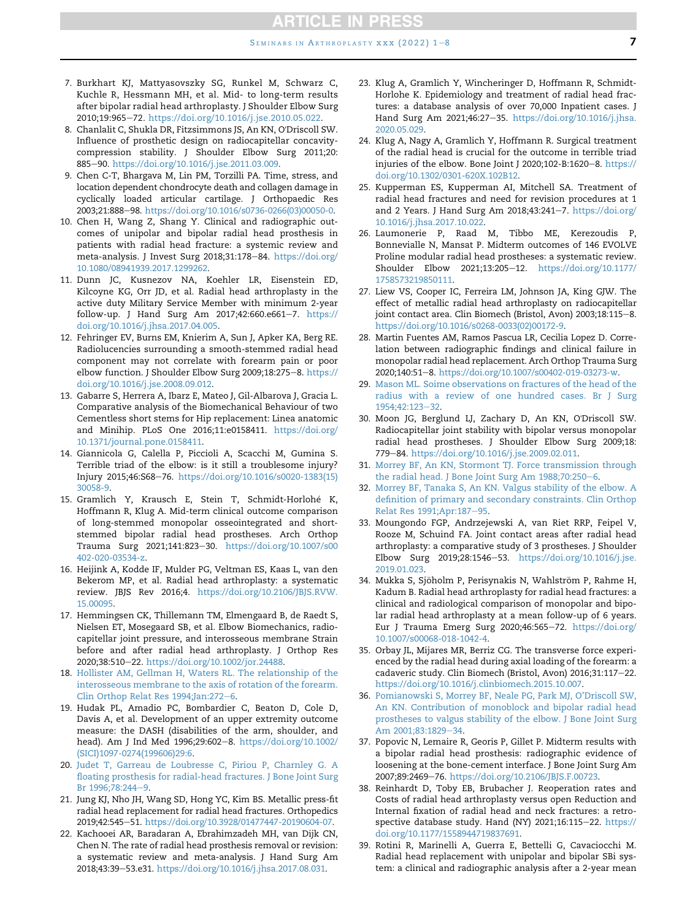7. Burkhart KJ, Mattyasovszky SG, Runkel M, Schwarz C, Kuchle R, Hessmann MH, et al. Mid- to long-term results after bipolar radial head arthroplasty. J Shoulder Elbow Surg 2010;19:965–72. https://doi.org/10.1016/j.jse.2010.05.022.
8. Chanlalit C, Shukla DR, Fitzsimmons JS, An KN, O'Driscoll SW. Influence of prosthetic design on radiocapitellar concavity-compression stability. J Shoulder Elbow Surg 2011;20: 885–90. https://doi.org/10.1016/j.jse.2011.03.009.
9. Chen C-T, Bhargava M, Lin PM, Torzilli PA. Time, stress, and location dependent chondrocyte death and collagen damage in cyclically loaded articular cartilage. J Orthopaedic Res 2003;21:888–98. https://doi.org/10.1016/s0736-0266(03)00050-0.
10. Chen H, Wang Z, Shang Y. Clinical and radiographic outcomes of unipolar and bipolar radial head prosthesis in patients with radial head fracture: a systemic review and meta-analysis. J Invest Surg 2018;31:178–84. https://doi.org/10.1080/08941939.2017.1299262.
11. Dunn JC, Kusnezov NA, Koehler LR, Eisenstein ED, Kilcoyne KG, Orr JD, et al. Radial head arthroplasty in the active duty Military Service Member with minimum 2-year follow-up. J Hand Surg Am 2017;42:660.e661–7. https://doi.org/10.1016/j.jhsa.2017.04.005.
12. Fehringer EV, Burns EM, Knierim A, Sun J, Apker KA, Berg RE. Radiolucencies surrounding a smooth-stemmed radial head component may not correlate with forearm pain or poor elbow function. J Shoulder Elbow Surg 2009;18:275–8. https://doi.org/10.1016/j.jse.2008.09.012.
13. Gabarre S, Herrera A, Ibarz E, Mateo J, Gil-Albarova J, Gracia L. Comparative analysis of the Biomechanical Behaviour of two Cementless short stems for Hip replacement: Linea anatomic and Minihip. PLoS One 2016;11:e0158411. https://doi.org/10.1371/journal.pone.0158411.
14. Giannicola G, Calella P, Piccioli A, Scacchi M, Gumina S. Terrible triad of the elbow: is it still a troublesome injury? Injury 2015;46:S68–76. https://doi.org/10.1016/s0020-1383(15)30058-9.
15. Gramlich Y, Krausch E, Stein T, Schmidt-Horlohé K, Hoffmann R, Klug A. Mid-term clinical outcome comparison of long-stemmed monopolar osseointegrated and short-stemmed bipolar radial head prostheses. Arch Orthop Trauma Surg 2021;141:823–30. https://doi.org/10.1007/s00402-020-03534-z.
16. Heijink A, Kodde IF, Mulder PG, Veltman ES, Kaas L, van den Bekerom MP, et al. Radial head arthroplasty: a systematic review. JBJS Rev 2016;4. https://doi.org/10.2106/JBJS.RVW.15.00095.
17. Hemmingsen CK, Thillemann TM, Elmengaard B, de Raedt S, Nielsen ET, Mosegaard SB, et al. Elbow Biomechanics, radiocapitellar joint pressure, and interosseous membrane Strain before and after radial head arthroplasty. J Orthop Res 2020;38:510–22. https://doi.org/10.1002/jor.24488.
18. Hollister AM, Gellman H, Waters RL. The relationship of the interosseous membrane to the axis of rotation of the forearm. Clin Orthop Relat Res 1994;Jan:272–6.
19. Hudak PL, Amadio PC, Bombardier C, Beaton D, Cole D, Davis A, et al. Development of an upper extremity outcome measure: the DASH (disabilities of the arm, shoulder, and head). Am J Ind Med 1996;29:602–8. https://doi.org/10.1002/(SICI)1097-0274(199606)29:6.
20. Judet T, Garreau de Loubresse C, Piriou P, Charnley G. A floating prosthesis for radial-head fractures. J Bone Joint Surg Br 1996;78:244–9.
21. Jung KJ, Nho JH, Wang SD, Hong YC, Kim BS. Metallic press-fit radial head replacement for radial head fractures. Orthopedics 2019;42:545–51. https://doi.org/10.3928/01477447-20190604-07.
22. Kachooei AR, Baradaran A, Ebrahimzadeh MH, van Dijk CN, Chen N. The rate of radial head prosthesis removal or revision: a systematic review and meta-analysis. J Hand Surg Am 2018;43:39–53.e31. https://doi.org/10.1016/j.jhsa.2017.08.031.
23. Klug A, Gramlich Y, Wincheringer D, Hoffmann R, Schmidt-Horlohe K. Epidemiology and treatment of radial head fractures: a database analysis of over 70,000 Inpatient cases. J Hand Surg Am 2021;46:27–35. https://doi.org/10.1016/j.jhsa.2020.05.029.
24. Klug A, Nagy A, Gramlich Y, Hoffmann R. Surgical treatment of the radial head is crucial for the outcome in terrible triad injuries of the elbow. Bone Joint J 2020;102-B:1620–8. https://doi.org/10.1302/0301-620X.102B12.
25. Kupperman ES, Kupperman AI, Mitchell SA. Treatment of radial head fractures and need for revision procedures at 1 and 2 Years. J Hand Surg Am 2018;43:241–7. https://doi.org/10.1016/j.jhsa.2017.10.022.
26. Laumonerie P, Raad M, Tibbo ME, Kerezoudis P, Bonnevialle N, Mansat P. Midterm outcomes of 146 EVOLVE Proline modular radial head prostheses: a systematic review. Shoulder Elbow 2021;13:205–12. https://doi.org/10.1177/1758573219850111.
27. Liew VS, Cooper IC, Ferreira LM, Johnson JA, King GJW. The effect of metallic radial head arthroplasty on radiocapitellar joint contact area. Clin Biomech (Bristol, Avon) 2003;18:115–8. https://doi.org/10.1016/s0268-0033(02)00172-9.
28. Martin Fuentes AM, Ramos Pascua LR, Cecilia Lopez D. Correlation between radiographic findings and clinical failure in monopolar radial head replacement. Arch Orthop Trauma Surg 2020;140:51–8. https://doi.org/10.1007/s00402-019-03273-w.
29. Mason ML. Soime observations on fractures of the head of the radius with a review of one hundred cases. Br J Surg 1954;42:123–32.
30. Moon JG, Berglund LJ, Zachary D, An KN, O'Driscoll SW. Radiocapitellar joint stability with bipolar versus monopolar radial head prostheses. J Shoulder Elbow Surg 2009;18: 779–84. https://doi.org/10.1016/j.jse.2009.02.011.
31. Morrey BF, An KN, Stormont TJ. Force transmission through the radial head. J Bone Joint Surg Am 1988;70:250–6.
32. Morrey BF, Tanaka S, An KN. Valgus stability of the elbow. A definition of primary and secondary constraints. Clin Orthop Relat Res 1991;Apr:187–95.
33. Moungondo FGP, Andrzejewski A, van Riet RRP, Feipel V, Rooze M, Schuind FA. Joint contact areas after radial head arthroplasty: a comparative study of 3 prostheses. J Shoulder Elbow Surg 2019;28:1546–53. https://doi.org/10.1016/j.jse.2019.01.023.
34. Mukka S, Sjöholm P, Perisynakis N, Wahlström P, Rahme H, Kadum B. Radial head arthroplasty for radial head fractures: a clinical and radiological comparison of monopolar and bipolar radial head arthroplasty at a mean follow-up of 6 years. Eur J Trauma Emerg Surg 2020;46:565–72. https://doi.org/10.1007/s00068-018-1042-4.
35. Orbay JL, Mijares MR, Berriz CG. The transverse force experienced by the radial head during axial loading of the forearm: a cadaveric study. Clin Biomech (Bristol, Avon) 2016;31:117–22. https://doi.org/10.1016/j.clinbiomech.2015.10.007.
36. Pomianowski S, Morrey BF, Neale PG, Park MJ, O'Driscoll SW, An KN. Contribution of monoblock and bipolar radial head prostheses to valgus stability of the elbow. J Bone Joint Surg Am 2001;83:1829–34.
37. Popovic N, Lemaire R, Georis P, Gillet P. Midterm results with a bipolar radial head prosthesis: radiographic evidence of loosening at the bone-cement interface. J Bone Joint Surg Am 2007;89:2469–76. https://doi.org/10.2106/JBJS.F.00723.
38. Reinhardt D, Toby EB, Brubacher J. Reoperation rates and Costs of radial head arthroplasty versus open Reduction and Internal fixation of radial head and neck fractures: a retrospective database study. Hand (NY) 2021;16:115–22. https://doi.org/10.1177/1558944719837691.
39. Rotini R, Marinelli A, Guerra E, Bettelli G, Cavaciocchi M. Radial head replacement with unipolar and bipolar SBi system: a clinical and radiographic analysis after a 2-year mean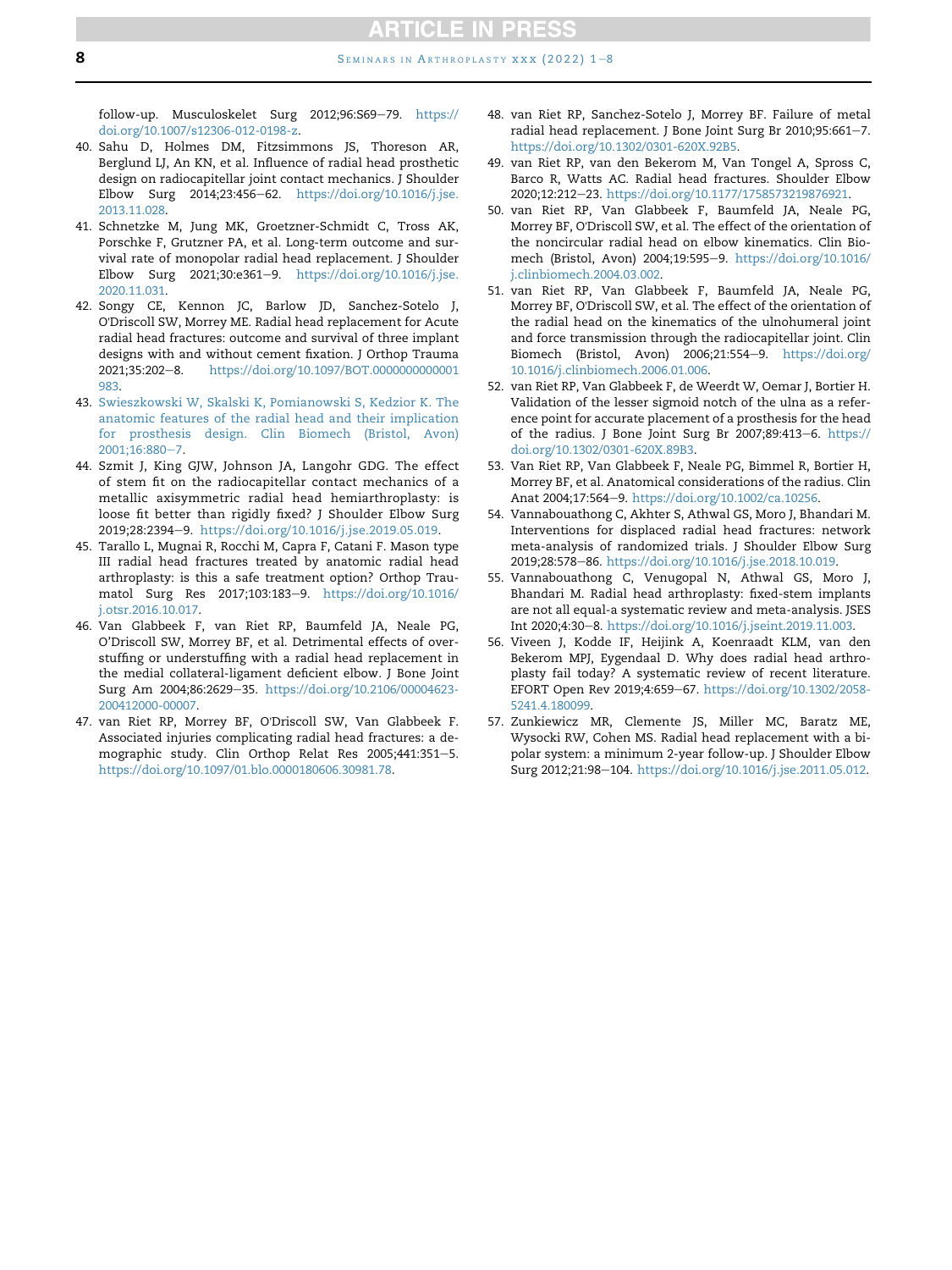follow-up. Musculoskelet Surg 2012;96:S69–79. https://doi.org/10.1007/s12306-012-0198-z.

40. Sahu D, Holmes DM, Fitzsimmons JS, Thoreson AR, Berglund LJ, An KN, et al. Influence of radial head prosthetic design on radiocapitellar joint contact mechanics. J Shoulder Elbow Surg 2014;23:456–62. https://doi.org/10.1016/j.jse.2013.11.028.
41. Schnetzke M, Jung MK, Groetzner-Schmidt C, Tross AK, Porschke F, Grutzner PA, et al. Long-term outcome and survival rate of monopolar radial head replacement. J Shoulder Elbow Surg 2021;30:e361–9. https://doi.org/10.1016/j.jse.2020.11.031.
42. Songy CE, Kennon JC, Barlow JD, Sanchez-Sotelo J, O'Driscoll SW, Morrey ME. Radial head replacement for Acute radial head fractures: outcome and survival of three implant designs with and without cement fixation. J Orthop Trauma 2021;35:202–8. https://doi.org/10.1097/BOT.0000000000001983.
43. Swieszkowski W, Skalski K, Pomianowski S, Kedzior K. The anatomic features of the radial head and their implication for prosthesis design. Clin Biomech (Bristol, Avon) 2001;16:880–7.
44. Szmit J, King GJW, Johnson JA, Langohr GDG. The effect of stem fit on the radiocapitellar contact mechanics of a metallic axisymmetric radial head hemiarthroplasty: is loose fit better than rigidly fixed? J Shoulder Elbow Surg 2019;28:2394–9. https://doi.org/10.1016/j.jse.2019.05.019.
45. Tarallo L, Mugnai R, Rocchi M, Capra F, Catani F. Mason type III radial head fractures treated by anatomic radial head arthroplasty: is this a safe treatment option? Orthop Traumatol Surg Res 2017;103:183–9. https://doi.org/10.1016/j.otsr.2016.10.017.
46. Van Glabbeek F, van Riet RP, Baumfeld JA, Neale PG, O'Driscoll SW, Morrey BF, et al. Detrimental effects of overstuffing or understuffing with a radial head replacement in the medial collateral-ligament deficient elbow. J Bone Joint Surg Am 2004;86:2629–35. https://doi.org/10.2106/00004623-200412000-00007.
47. van Riet RP, Morrey BF, O'Driscoll SW, Van Glabbeek F. Associated injuries complicating radial head fractures: a demographic study. Clin Orthop Relat Res 2005;441:351–5. https://doi.org/10.1097/01.blo.0000180606.30981.78.
48. van Riet RP, Sanchez-Sotelo J, Morrey BF. Failure of metal radial head replacement. J Bone Joint Surg Br 2010;95:661–7. https://doi.org/10.1302/0301-620X.92B5.
49. van Riet RP, van den Bekerom M, Van Tongel A, Spross C, Barco R, Watts AC. Radial head fractures. Shoulder Elbow 2020;12:212–23. https://doi.org/10.1177/1758573219876921.
50. van Riet RP, Van Glabbeek F, Baumfeld JA, Neale PG, Morrey BF, O'Driscoll SW, et al. The effect of the orientation of the noncircular radial head on elbow kinematics. Clin Biomech (Bristol, Avon) 2004;19:595–9. https://doi.org/10.1016/j.clinbiomech.2004.03.002.
51. van Riet RP, Van Glabbeek F, Baumfeld JA, Neale PG, Morrey BF, O'Driscoll SW, et al. The effect of the orientation of the radial head on the kinematics of the ulnohumeral joint and force transmission through the radiocapitellar joint. Clin Biomech (Bristol, Avon) 2006;21:554–9. https://doi.org/10.1016/j.clinbiomech.2006.01.006.
52. van Riet RP, Van Glabbeek F, de Weerdt W, Oemar J, Bortier H. Validation of the lesser sigmoid notch of the ulna as a reference point for accurate placement of a prosthesis for the head of the radius. J Bone Joint Surg Br 2007;89:413–6. https://doi.org/10.1302/0301-620X.89B3.
53. Van Riet RP, Van Glabbeek F, Neale PG, Bimmel R, Bortier H, Morrey BF, et al. Anatomical considerations of the radius. Clin Anat 2004;17:564–9. https://doi.org/10.1002/ca.10256.
54. Vannabouathong C, Akhter S, Athwal GS, Moro J, Bhandari M. Interventions for displaced radial head fractures: network meta-analysis of randomized trials. J Shoulder Elbow Surg 2019;28:578–86. https://doi.org/10.1016/j.jse.2018.10.019.
55. Vannabouathong C, Venugopal N, Athwal GS, Moro J, Bhandari M. Radial head arthroplasty: fixed-stem implants are not all equal-a systematic review and meta-analysis. JSES Int 2020;4:30–8. https://doi.org/10.1016/j.jseint.2019.11.003.
56. Viveen J, Kodde IF, Heijink A, Koenraadt KLM, van den Bekerom MPJ, Eygendaal D. Why does radial head arthroplasty fail today? A systematic review of recent literature. EFORT Open Rev 2019;4:659–67. https://doi.org/10.1302/2058-5241.4.180099.
57. Zunkiewicz MR, Clemente JS, Miller MC, Baratz ME, Wysocki RW, Cohen MS. Radial head replacement with a bipolar system: a minimum 2-year follow-up. J Shoulder Elbow Surg 2012;21:98–104. https://doi.org/10.1016/j.jse.2011.05.012.